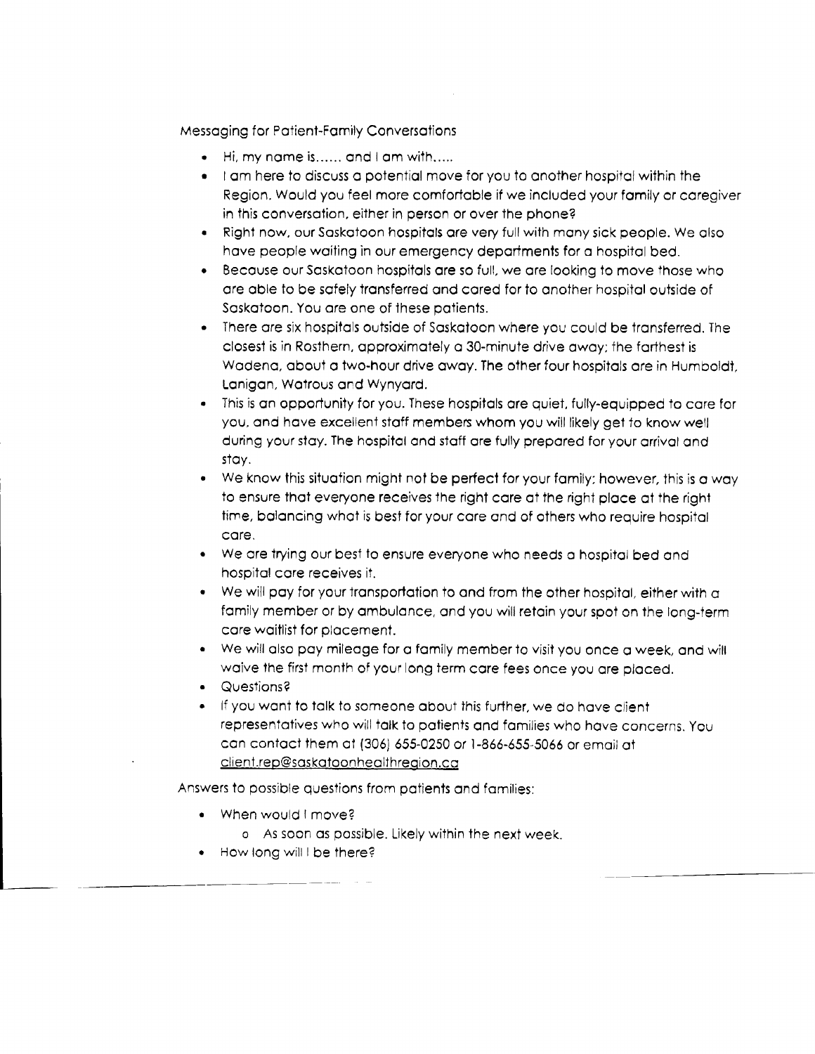Messaging for Patient-Family Conversations

- Hi, my name is...... and I am with.....
- I am here to discuss a potential move for you to another hospital within the Region. Would you feel more comfortable if we included your family or caregiver in this conversation, either in person or over the phone?
- Right now, our Saskatoon hospitals are very full with many sick people. We also have people waiting in our emergency departments for a hospital bed.
- Because our Saskatoon hospitals are so full, we are looking to move those who are able to be safely transferred and cared for to another hospital outside of Saskatoon. You are one of these patients.
- There are six hospitals outside of Saskatoon where you could be transferred. The closest is in Rosthern, approximately a 30-minute drive away; the farthest is Wadena, about a two-hour drive away. The other four hospitals are in Humboldt, Lanigan, Watrous and Wynyard.
- This is an opportunity for you. These hospitals are quiet, fully-equipped to care for you, and have excellent staff members whom you will likely get to know well during your stay. The hospital and staff are fully prepared for your arrival and stay.
- We know this situation might not be perfect for your family; however, this is a way to ensure that everyone receives the right care at the right place at the right time, balancing what is best for your care and of others who require hospital care.
- We are trying our best to ensure everyone who needs a hospital bed and hospital care receives it.
- We will pay for your transportation to and from the other hospital, either with a family member or by ambulance, and you will retain your spot on the long-term care waitlist for placement.
- We will also pay mileage for a family member to visit you once a week, and will waive the first month of your long term care fees once you are placed.
- Questions?
- If you want to talk to someone about this further, we do have client representatives who will talk to patients and families who have concerns. You can contact them at (306) 655-0250 or 1-866-655-5066 or email at client.rep@saskatoonhealthregion.ca

Answers to possible questions from patients and families:

- When would I move?
  - As soon as possible. Likely within the next week.
- How long will I be there?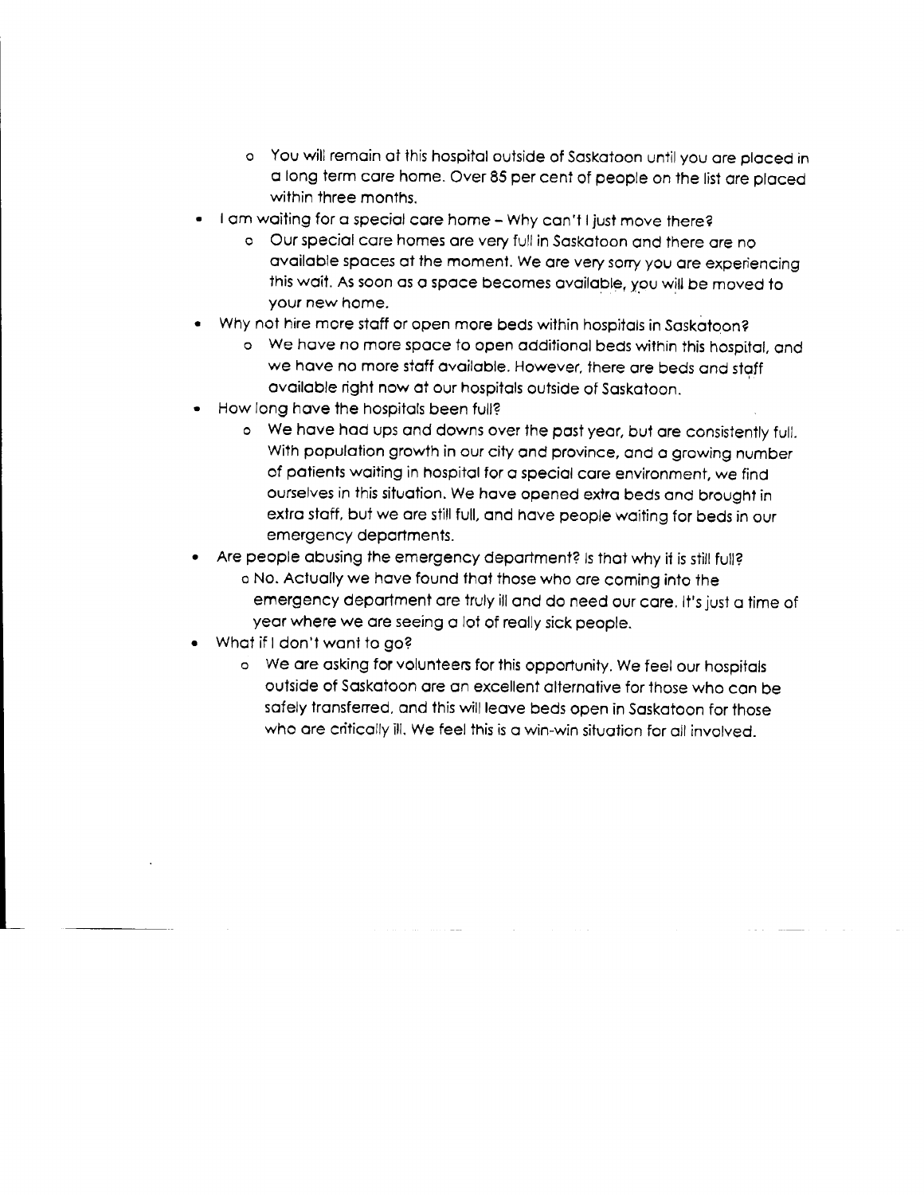- You will remain at this hospital outside of Saskatoon until you are placed in a long term care home. Over 85 per cent of people on the list are placed within three months.
- I am waiting for a special care home – Why can't I just move there?
  - Our special care homes are very full in Saskatoon and there are no available spaces at the moment. We are very sorry you are experiencing this wait. As soon as a space becomes available, you will be moved to your new home.
- Why not hire more staff or open more beds within hospitals in Saskatoon?
  - We have no more space to open additional beds within this hospital, and we have no more staff available. However, there are beds and staff available right now at our hospitals outside of Saskatoon.
- How long have the hospitals been full?
  - We have had ups and downs over the past year, but are consistently full. With population growth in our city and province, and a growing number of patients waiting in hospital for a special care environment, we find ourselves in this situation. We have opened extra beds and brought in extra staff, but we are still full, and have people waiting for beds in our emergency departments.
- Are people abusing the emergency department? Is that why it is still full?
  - No. Actually we have found that those who are coming into the emergency department are truly ill and do need our care. It's just a time of year where we are seeing a lot of really sick people.
- What if I don't want to go?
  - We are asking for volunteers for this opportunity. We feel our hospitals outside of Saskatoon are an excellent alternative for those who can be safely transferred, and this will leave beds open in Saskatoon for those who are critically ill. We feel this is a win-win situation for all involved.